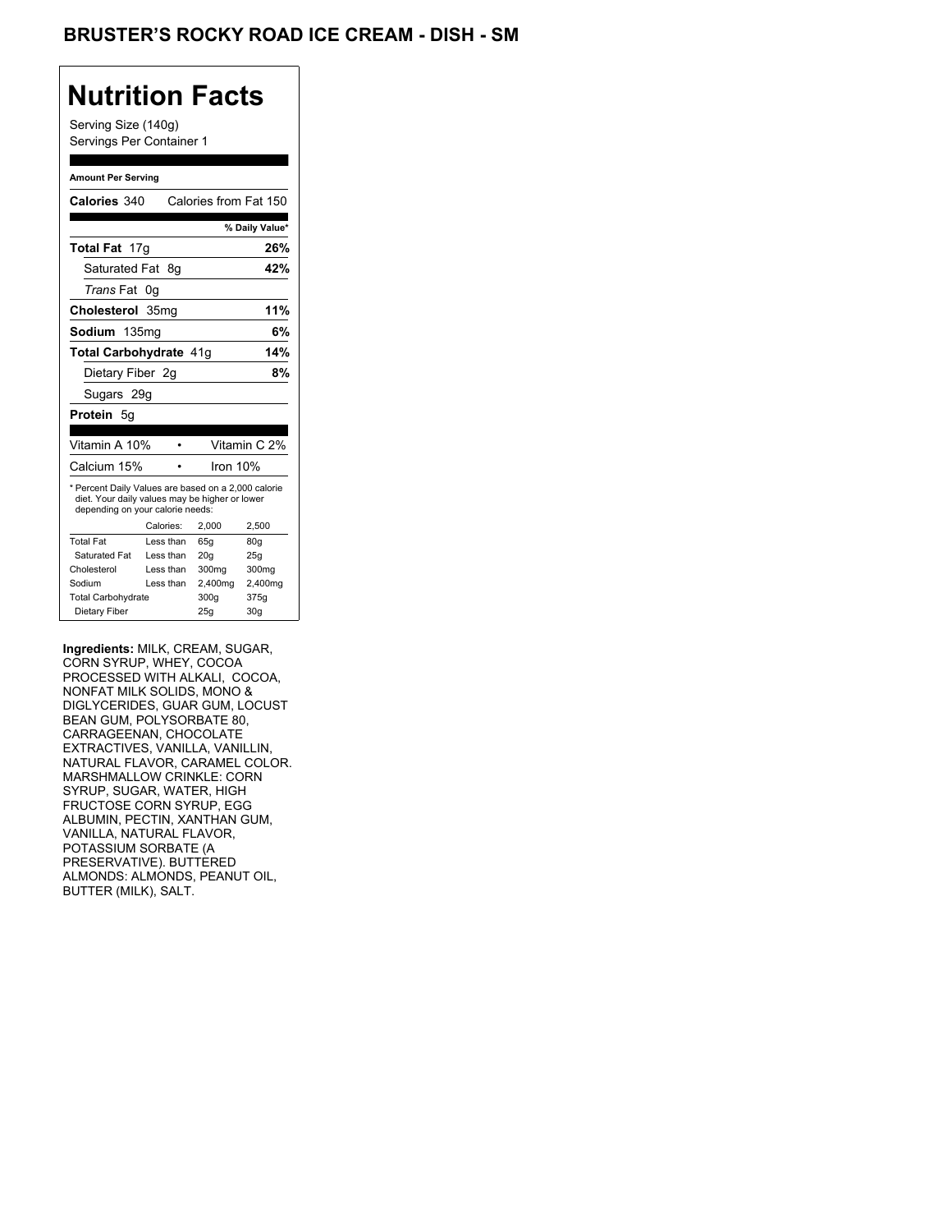# BRUSTER'S ROCKY ROAD ICE CREAM - DISH - SM

## Nutrition Facts

Serving Size (140g)
Servings Per Container 1

**Amount Per Serving**

| | |
|---|---|
| **Calories** 340 | Calories from Fat 150 |
| | **% Daily Value*** |
| **Total Fat** 17g | **26%** |
| Saturated Fat 8g | **42%** |
| *Trans* Fat 0g | |
| **Cholesterol** 35mg | **11%** |
| **Sodium** 135mg | **6%** |
| **Total Carbohydrate** 41g | **14%** |
| Dietary Fiber 2g | **8%** |
| Sugars 29g | |
| **Protein** 5g | |

| | |
|---|---|
| Vitamin A 10% | Vitamin C 2% |
| Calcium 15% | Iron 10% |

* Percent Daily Values are based on a 2,000 calorie diet. Your daily values may be higher or lower depending on your calorie needs:

| | Calories: | 2,000 | 2,500 |
|---|---|---|---|
| Total Fat | Less than | 65g | 80g |
| Saturated Fat | Less than | 20g | 25g |
| Cholesterol | Less than | 300mg | 300mg |
| Sodium | Less than | 2,400mg | 2,400mg |
| Total Carbohydrate | | 300g | 375g |
| Dietary Fiber | | 25g | 30g |

**Ingredients:** MILK, CREAM, SUGAR, CORN SYRUP, WHEY, COCOA PROCESSED WITH ALKALI, COCOA, NONFAT MILK SOLIDS, MONO & DIGLYCERIDES, GUAR GUM, LOCUST BEAN GUM, POLYSORBATE 80, CARRAGEENAN, CHOCOLATE EXTRACTIVES, VANILLA, VANILLIN, NATURAL FLAVOR, CARAMEL COLOR. MARSHMALLOW CRINKLE: CORN SYRUP, SUGAR, WATER, HIGH FRUCTOSE CORN SYRUP, EGG ALBUMIN, PECTIN, XANTHAN GUM, VANILLA, NATURAL FLAVOR, POTASSIUM SORBATE (A PRESERVATIVE). BUTTERED ALMONDS: ALMONDS, PEANUT OIL, BUTTER (MILK), SALT.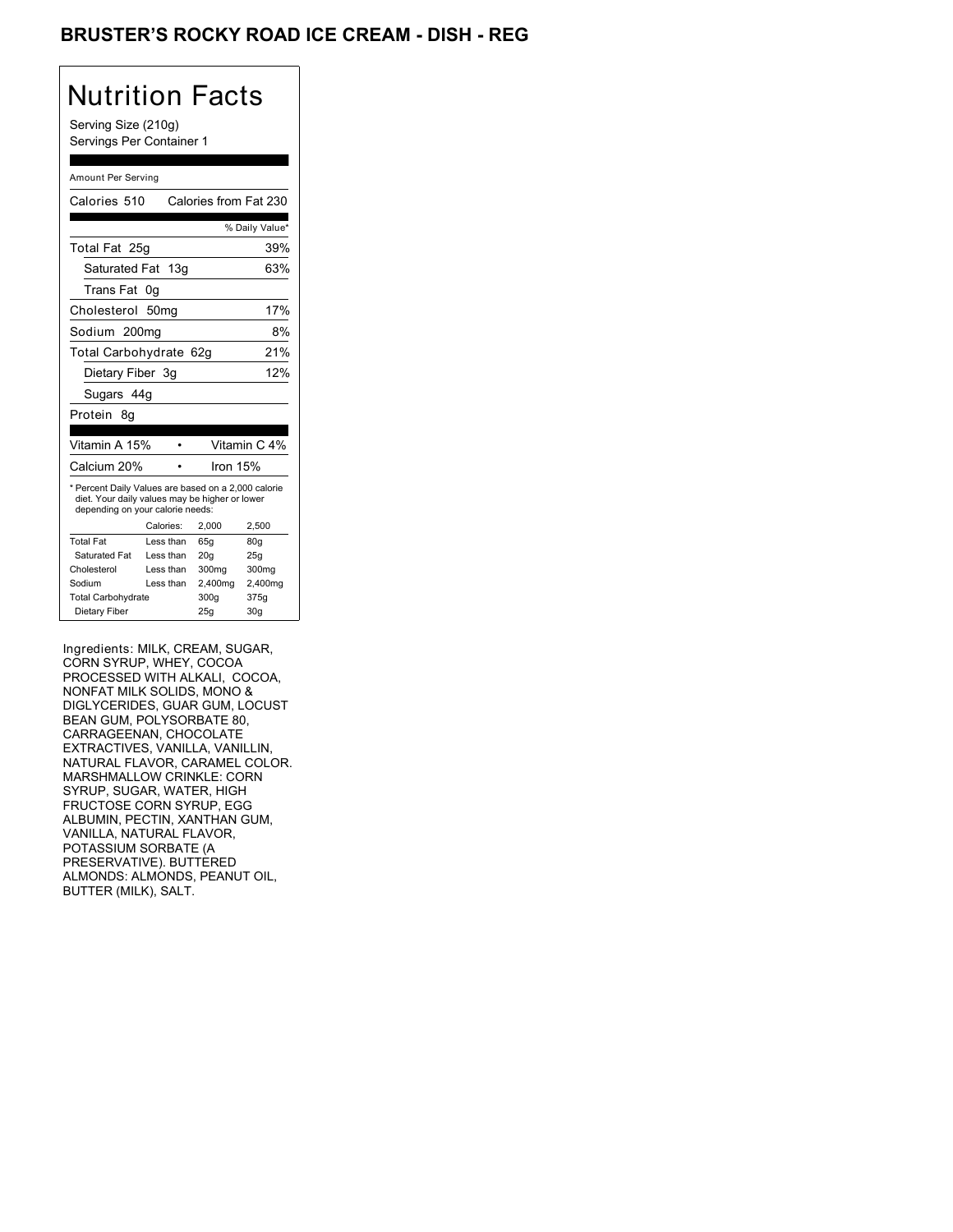# BRUSTER'S ROCKY ROAD ICE CREAM - DISH - REG

## Nutrition Facts

Serving Size (210g)
Servings Per Container 1

Amount Per Serving

Calories 510 Calories from Fat 230

| | % Daily Value* |
|---|---|
| Total Fat 25g | 39% |
| Saturated Fat 13g | 63% |
| Trans Fat 0g | |
| Cholesterol 50mg | 17% |
| Sodium 200mg | 8% |
| Total Carbohydrate 62g | 21% |
| Dietary Fiber 3g | 12% |
| Sugars 44g | |
| Protein 8g | |

| | |
|---|---|
| Vitamin A 15% | Vitamin C 4% |
| Calcium 20% | Iron 15% |

* Percent Daily Values are based on a 2,000 calorie diet. Your daily values may be higher or lower depending on your calorie needs:

| | Calories: | 2,000 | 2,500 |
|---|---|---|---|
| Total Fat | Less than | 65g | 80g |
| Saturated Fat | Less than | 20g | 25g |
| Cholesterol | Less than | 300mg | 300mg |
| Sodium | Less than | 2,400mg | 2,400mg |
| Total Carbohydrate | | 300g | 375g |
| Dietary Fiber | | 25g | 30g |

Ingredients: MILK, CREAM, SUGAR, CORN SYRUP, WHEY, COCOA PROCESSED WITH ALKALI, COCOA, NONFAT MILK SOLIDS, MONO & DIGLYCERIDES, GUAR GUM, LOCUST BEAN GUM, POLYSORBATE 80, CARRAGEENAN, CHOCOLATE EXTRACTIVES, VANILLA, VANILLIN, NATURAL FLAVOR, CARAMEL COLOR. MARSHMALLOW CRINKLE: CORN SYRUP, SUGAR, WATER, HIGH FRUCTOSE CORN SYRUP, EGG ALBUMIN, PECTIN, XANTHAN GUM, VANILLA, NATURAL FLAVOR, POTASSIUM SORBATE (A PRESERVATIVE). BUTTERED ALMONDS: ALMONDS, PEANUT OIL, BUTTER (MILK), SALT.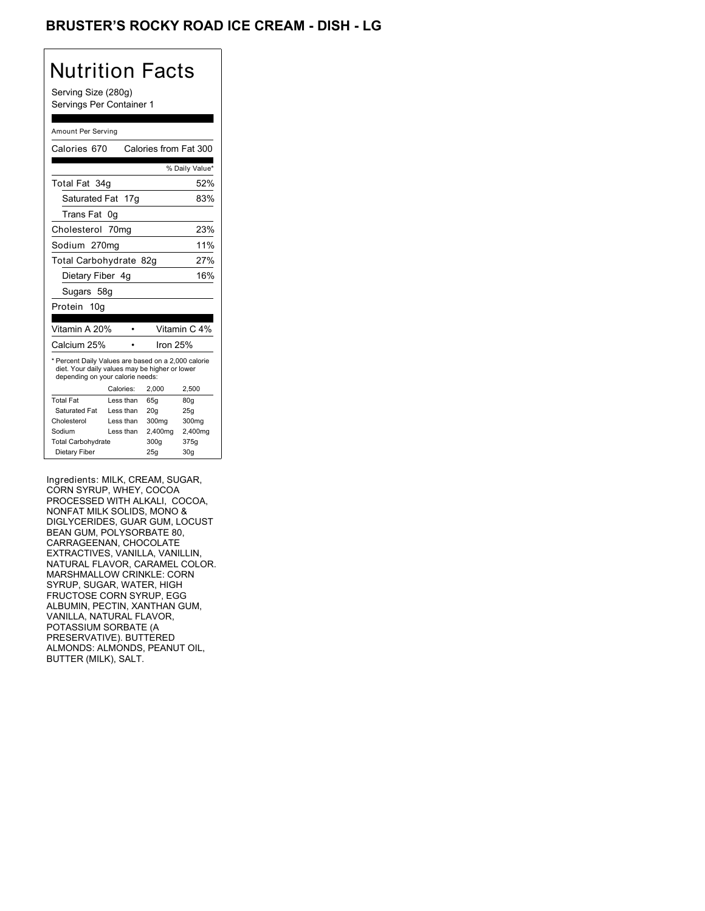# BRUSTER'S ROCKY ROAD ICE CREAM - DISH - LG

## Nutrition Facts

Serving Size (280g)
Servings Per Container 1

Amount Per Serving

| | |
|---|---|
| Calories 670 | Calories from Fat 300 |
| | % Daily Value* |
| Total Fat 34g | 52% |
| Saturated Fat 17g | 83% |
| Trans Fat 0g | |
| Cholesterol 70mg | 23% |
| Sodium 270mg | 11% |
| Total Carbohydrate 82g | 27% |
| Dietary Fiber 4g | 16% |
| Sugars 58g | |
| Protein 10g | |

| | |
|---|---|
| Vitamin A 20% | Vitamin C 4% |
| Calcium 25% | Iron 25% |

* Percent Daily Values are based on a 2,000 calorie diet. Your daily values may be higher or lower depending on your calorie needs:

| | Calories: | 2,000 | 2,500 |
|---|---|---|---|
| Total Fat | Less than | 65g | 80g |
| Saturated Fat | Less than | 20g | 25g |
| Cholesterol | Less than | 300mg | 300mg |
| Sodium | Less than | 2,400mg | 2,400mg |
| Total Carbohydrate | | 300g | 375g |
| Dietary Fiber | | 25g | 30g |

Ingredients: MILK, CREAM, SUGAR, CORN SYRUP, WHEY, COCOA PROCESSED WITH ALKALI, COCOA, NONFAT MILK SOLIDS, MONO & DIGLYCERIDES, GUAR GUM, LOCUST BEAN GUM, POLYSORBATE 80, CARRAGEENAN, CHOCOLATE EXTRACTIVES, VANILLA, VANILLIN, NATURAL FLAVOR, CARAMEL COLOR. MARSHMALLOW CRINKLE: CORN SYRUP, SUGAR, WATER, HIGH FRUCTOSE CORN SYRUP, EGG ALBUMIN, PECTIN, XANTHAN GUM, VANILLA, NATURAL FLAVOR, POTASSIUM SORBATE (A PRESERVATIVE). BUTTERED ALMONDS: ALMONDS, PEANUT OIL, BUTTER (MILK), SALT.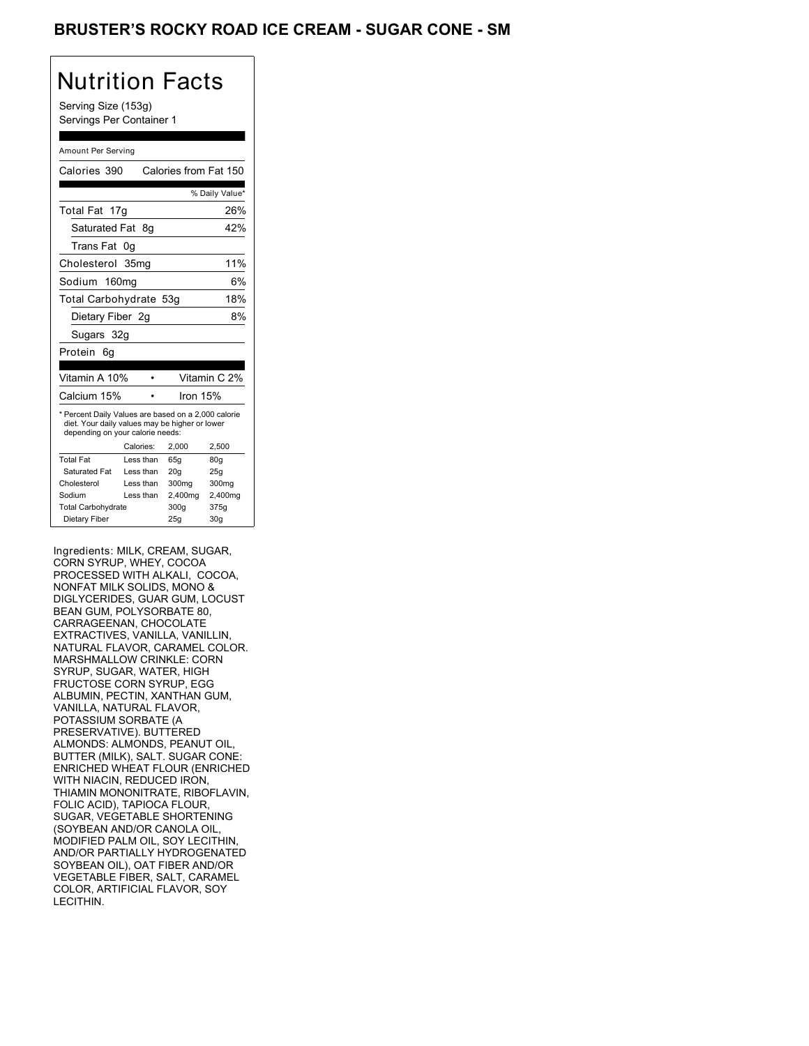# BRUSTER'S ROCKY ROAD ICE CREAM - SUGAR CONE - SM

## Nutrition Facts

Serving Size (153g)
Servings Per Container 1

Amount Per Serving

| Calories 390 | Calories from Fat 150 |
|---|---|
| | % Daily Value* |
| Total Fat 17g | 26% |
| Saturated Fat 8g | 42% |
| Trans Fat 0g | |
| Cholesterol 35mg | 11% |
| Sodium 160mg | 6% |
| Total Carbohydrate 53g | 18% |
| Dietary Fiber 2g | 8% |
| Sugars 32g | |
| Protein 6g | |

| Vitamin A 10% | • | Vitamin C 2% |
|---|---|---|
| Calcium 15% | • | Iron 15% |

* Percent Daily Values are based on a 2,000 calorie diet. Your daily values may be higher or lower depending on your calorie needs:

| | Calories: | 2,000 | 2,500 |
|---|---|---|---|
| Total Fat | Less than | 65g | 80g |
| Saturated Fat | Less than | 20g | 25g |
| Cholesterol | Less than | 300mg | 300mg |
| Sodium | Less than | 2,400mg | 2,400mg |
| Total Carbohydrate | | 300g | 375g |
| Dietary Fiber | | 25g | 30g |

Ingredients: MILK, CREAM, SUGAR, CORN SYRUP, WHEY, COCOA PROCESSED WITH ALKALI, COCOA, NONFAT MILK SOLIDS, MONO & DIGLYCERIDES, GUAR GUM, LOCUST BEAN GUM, POLYSORBATE 80, CARRAGEENAN, CHOCOLATE EXTRACTIVES, VANILLA, VANILLIN, NATURAL FLAVOR, CARAMEL COLOR. MARSHMALLOW CRINKLE: CORN SYRUP, SUGAR, WATER, HIGH FRUCTOSE CORN SYRUP, EGG ALBUMIN, PECTIN, XANTHAN GUM, VANILLA, NATURAL FLAVOR, POTASSIUM SORBATE (A PRESERVATIVE). BUTTERED ALMONDS: ALMONDS, PEANUT OIL, BUTTER (MILK), SALT. SUGAR CONE: ENRICHED WHEAT FLOUR (ENRICHED WITH NIACIN, REDUCED IRON, THIAMIN MONONITRATE, RIBOFLAVIN, FOLIC ACID), TAPIOCA FLOUR, SUGAR, VEGETABLE SHORTENING (SOYBEAN AND/OR CANOLA OIL, MODIFIED PALM OIL, SOY LECITHIN, AND/OR PARTIALLY HYDROGENATED SOYBEAN OIL), OAT FIBER AND/OR VEGETABLE FIBER, SALT, CARAMEL COLOR, ARTIFICIAL FLAVOR, SOY LECITHIN.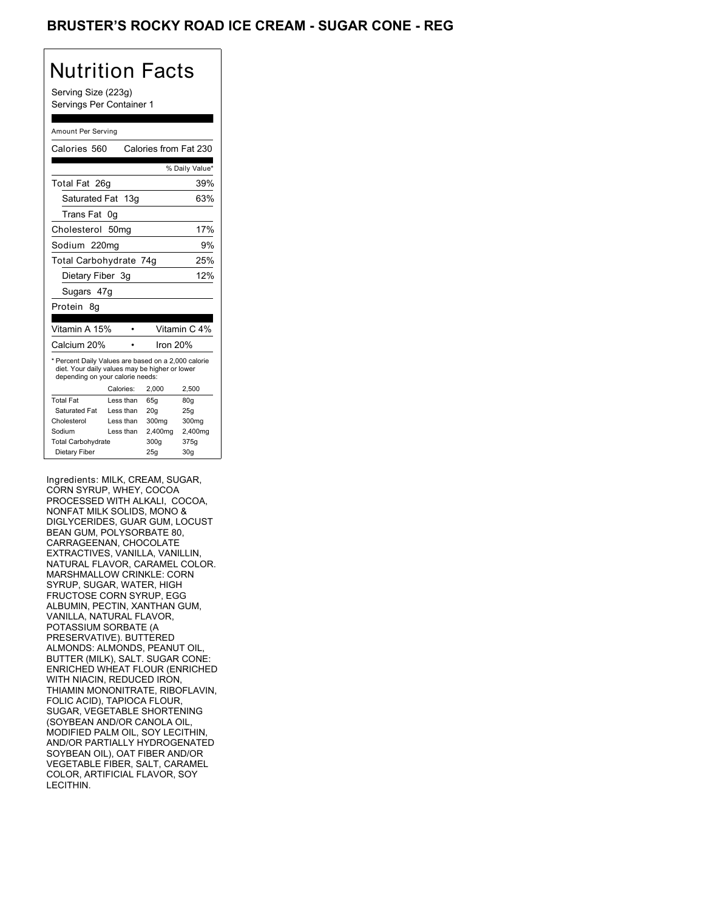# BRUSTER'S ROCKY ROAD ICE CREAM - SUGAR CONE - REG

## Nutrition Facts

Serving Size (223g)
Servings Per Container 1

Amount Per Serving

Calories 560 Calories from Fat 230

| | % Daily Value* |
|---|---|
| Total Fat 26g | 39% |
| Saturated Fat 13g | 63% |
| Trans Fat 0g | |
| Cholesterol 50mg | 17% |
| Sodium 220mg | 9% |
| Total Carbohydrate 74g | 25% |
| Dietary Fiber 3g | 12% |
| Sugars 47g | |
| Protein 8g | |

| | | |
|---|---|---|
| Vitamin A 15% | • | Vitamin C 4% |
| Calcium 20% | • | Iron 20% |

* Percent Daily Values are based on a 2,000 calorie diet. Your daily values may be higher or lower depending on your calorie needs:

| | Calories: | 2,000 | 2,500 |
|---|---|---|---|
| Total Fat | Less than | 65g | 80g |
| Saturated Fat | Less than | 20g | 25g |
| Cholesterol | Less than | 300mg | 300mg |
| Sodium | Less than | 2,400mg | 2,400mg |
| Total Carbohydrate | | 300g | 375g |
| Dietary Fiber | | 25g | 30g |

Ingredients: MILK, CREAM, SUGAR, CORN SYRUP, WHEY, COCOA PROCESSED WITH ALKALI, COCOA, NONFAT MILK SOLIDS, MONO & DIGLYCERIDES, GUAR GUM, LOCUST BEAN GUM, POLYSORBATE 80, CARRAGEENAN, CHOCOLATE EXTRACTIVES, VANILLA, VANILLIN, NATURAL FLAVOR, CARAMEL COLOR. MARSHMALLOW CRINKLE: CORN SYRUP, SUGAR, WATER, HIGH FRUCTOSE CORN SYRUP, EGG ALBUMIN, PECTIN, XANTHAN GUM, VANILLA, NATURAL FLAVOR, POTASSIUM SORBATE (A PRESERVATIVE). BUTTERED ALMONDS: ALMONDS, PEANUT OIL, BUTTER (MILK), SALT. SUGAR CONE: ENRICHED WHEAT FLOUR (ENRICHED WITH NIACIN, REDUCED IRON, THIAMIN MONONITRATE, RIBOFLAVIN, FOLIC ACID), TAPIOCA FLOUR, SUGAR, VEGETABLE SHORTENING (SOYBEAN AND/OR CANOLA OIL, MODIFIED PALM OIL, SOY LECITHIN, AND/OR PARTIALLY HYDROGENATED SOYBEAN OIL), OAT FIBER AND/OR VEGETABLE FIBER, SALT, CARAMEL COLOR, ARTIFICIAL FLAVOR, SOY LECITHIN.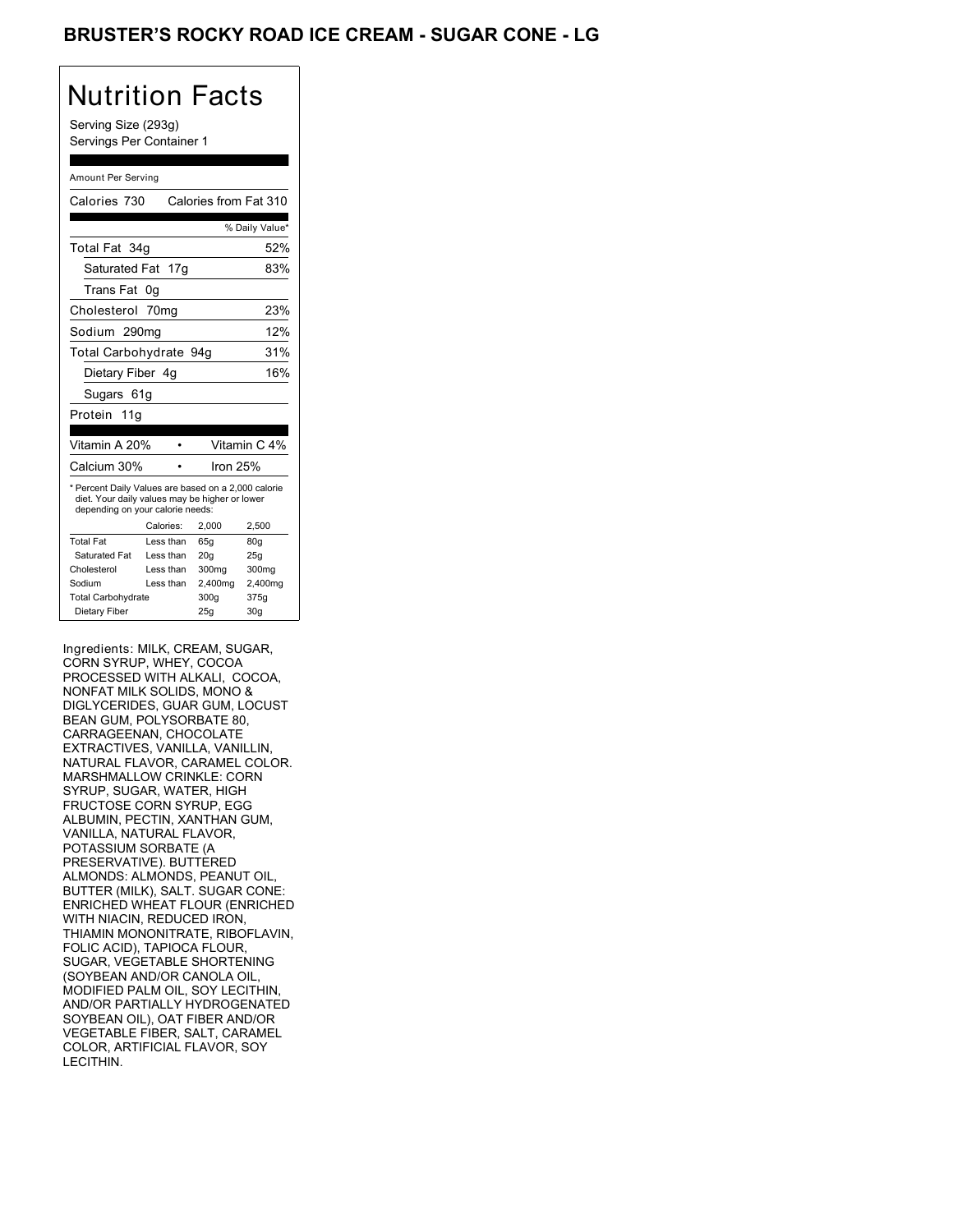# BRUSTER'S ROCKY ROAD ICE CREAM - SUGAR CONE - LG

## Nutrition Facts

Serving Size (293g)
Servings Per Container 1

Amount Per Serving

| | |
|---|---|
| Calories 730 | Calories from Fat 310 |
| | % Daily Value* |
| Total Fat 34g | 52% |
| Saturated Fat 17g | 83% |
| Trans Fat 0g | |
| Cholesterol 70mg | 23% |
| Sodium 290mg | 12% |
| Total Carbohydrate 94g | 31% |
| Dietary Fiber 4g | 16% |
| Sugars 61g | |
| Protein 11g | |

| | |
|---|---|
| Vitamin A 20% | Vitamin C 4% |
| Calcium 30% | Iron 25% |

* Percent Daily Values are based on a 2,000 calorie diet. Your daily values may be higher or lower depending on your calorie needs:

| | Calories: | 2,000 | 2,500 |
|---|---|---|---|
| Total Fat | Less than | 65g | 80g |
| Saturated Fat | Less than | 20g | 25g |
| Cholesterol | Less than | 300mg | 300mg |
| Sodium | Less than | 2,400mg | 2,400mg |
| Total Carbohydrate | | 300g | 375g |
| Dietary Fiber | | 25g | 30g |

Ingredients: MILK, CREAM, SUGAR, CORN SYRUP, WHEY, COCOA PROCESSED WITH ALKALI, COCOA, NONFAT MILK SOLIDS, MONO & DIGLYCERIDES, GUAR GUM, LOCUST BEAN GUM, POLYSORBATE 80, CARRAGEENAN, CHOCOLATE EXTRACTIVES, VANILLA, VANILLIN, NATURAL FLAVOR, CARAMEL COLOR. MARSHMALLOW CRINKLE: CORN SYRUP, SUGAR, WATER, HIGH FRUCTOSE CORN SYRUP, EGG ALBUMIN, PECTIN, XANTHAN GUM, VANILLA, NATURAL FLAVOR, POTASSIUM SORBATE (A PRESERVATIVE). BUTTERED ALMONDS: ALMONDS, PEANUT OIL, BUTTER (MILK), SALT. SUGAR CONE: ENRICHED WHEAT FLOUR (ENRICHED WITH NIACIN, REDUCED IRON, THIAMIN MONONITRATE, RIBOFLAVIN, FOLIC ACID), TAPIOCA FLOUR, SUGAR, VEGETABLE SHORTENING (SOYBEAN AND/OR CANOLA OIL, MODIFIED PALM OIL, SOY LECITHIN, AND/OR PARTIALLY HYDROGENATED SOYBEAN OIL), OAT FIBER AND/OR VEGETABLE FIBER, SALT, CARAMEL COLOR, ARTIFICIAL FLAVOR, SOY LECITHIN.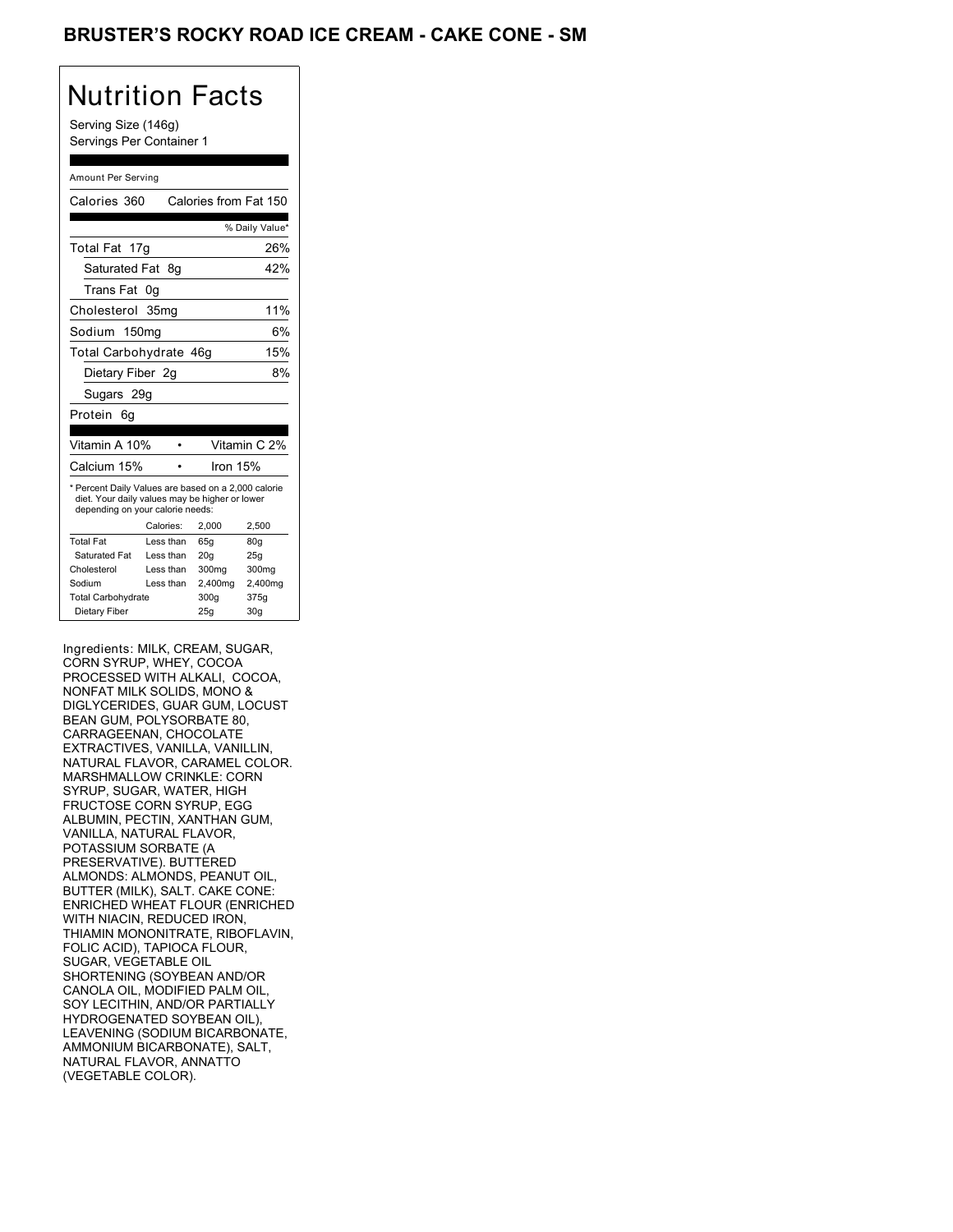# BRUSTER'S ROCKY ROAD ICE CREAM - CAKE CONE - SM

## Nutrition Facts

Serving Size (146g)
Servings Per Container 1

Amount Per Serving

Calories 360 — Calories from Fat 150

| | % Daily Value* |
|---|---|
| Total Fat 17g | 26% |
| Saturated Fat 8g | 42% |
| Trans Fat 0g | |
| Cholesterol 35mg | 11% |
| Sodium 150mg | 6% |
| Total Carbohydrate 46g | 15% |
| Dietary Fiber 2g | 8% |
| Sugars 29g | |
| Protein 6g | |

| | |
|---|---|
| Vitamin A 10% | Vitamin C 2% |
| Calcium 15% | Iron 15% |

* Percent Daily Values are based on a 2,000 calorie diet. Your daily values may be higher or lower depending on your calorie needs:

| | Calories: | 2,000 | 2,500 |
|---|---|---|---|
| Total Fat | Less than | 65g | 80g |
| Saturated Fat | Less than | 20g | 25g |
| Cholesterol | Less than | 300mg | 300mg |
| Sodium | Less than | 2,400mg | 2,400mg |
| Total Carbohydrate | | 300g | 375g |
| Dietary Fiber | | 25g | 30g |

Ingredients: MILK, CREAM, SUGAR, CORN SYRUP, WHEY, COCOA PROCESSED WITH ALKALI, COCOA, NONFAT MILK SOLIDS, MONO & DIGLYCERIDES, GUAR GUM, LOCUST BEAN GUM, POLYSORBATE 80, CARRAGEENAN, CHOCOLATE EXTRACTIVES, VANILLA, VANILLIN, NATURAL FLAVOR, CARAMEL COLOR. MARSHMALLOW CRINKLE: CORN SYRUP, SUGAR, WATER, HIGH FRUCTOSE CORN SYRUP, EGG ALBUMIN, PECTIN, XANTHAN GUM, VANILLA, NATURAL FLAVOR, POTASSIUM SORBATE (A PRESERVATIVE). BUTTERED ALMONDS: ALMONDS, PEANUT OIL, BUTTER (MILK), SALT. CAKE CONE: ENRICHED WHEAT FLOUR (ENRICHED WITH NIACIN, REDUCED IRON, THIAMIN MONONITRATE, RIBOFLAVIN, FOLIC ACID), TAPIOCA FLOUR, SUGAR, VEGETABLE OIL SHORTENING (SOYBEAN AND/OR CANOLA OIL, MODIFIED PALM OIL, SOY LECITHIN, AND/OR PARTIALLY HYDROGENATED SOYBEAN OIL), LEAVENING (SODIUM BICARBONATE, AMMONIUM BICARBONATE), SALT, NATURAL FLAVOR, ANNATTO (VEGETABLE COLOR).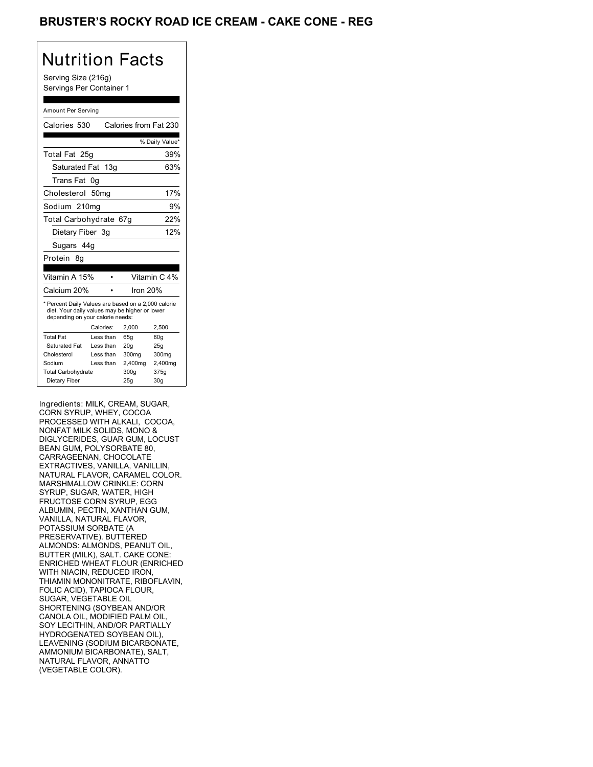# BRUSTER'S ROCKY ROAD ICE CREAM - CAKE CONE - REG

## Nutrition Facts

Serving Size (216g)
Servings Per Container 1

Amount Per Serving

Calories 530 Calories from Fat 230

| | % Daily Value* |
|---|---|
| Total Fat 25g | 39% |
| Saturated Fat 13g | 63% |
| Trans Fat 0g | |
| Cholesterol 50mg | 17% |
| Sodium 210mg | 9% |
| Total Carbohydrate 67g | 22% |
| Dietary Fiber 3g | 12% |
| Sugars 44g | |
| Protein 8g | |

| | |
|---|---|
| Vitamin A 15% | Vitamin C 4% |
| Calcium 20% | Iron 20% |

* Percent Daily Values are based on a 2,000 calorie diet. Your daily values may be higher or lower depending on your calorie needs:

| | Calories: | 2,000 | 2,500 |
|---|---|---|---|
| Total Fat | Less than | 65g | 80g |
| Saturated Fat | Less than | 20g | 25g |
| Cholesterol | Less than | 300mg | 300mg |
| Sodium | Less than | 2,400mg | 2,400mg |
| Total Carbohydrate | | 300g | 375g |
| Dietary Fiber | | 25g | 30g |

Ingredients: MILK, CREAM, SUGAR, CORN SYRUP, WHEY, COCOA PROCESSED WITH ALKALI, COCOA, NONFAT MILK SOLIDS, MONO & DIGLYCERIDES, GUAR GUM, LOCUST BEAN GUM, POLYSORBATE 80, CARRAGEENAN, CHOCOLATE EXTRACTIVES, VANILLA, VANILLIN, NATURAL FLAVOR, CARAMEL COLOR. MARSHMALLOW CRINKLE: CORN SYRUP, SUGAR, WATER, HIGH FRUCTOSE CORN SYRUP, EGG ALBUMIN, PECTIN, XANTHAN GUM, VANILLA, NATURAL FLAVOR, POTASSIUM SORBATE (A PRESERVATIVE). BUTTERED ALMONDS: ALMONDS, PEANUT OIL, BUTTER (MILK), SALT. CAKE CONE: ENRICHED WHEAT FLOUR (ENRICHED WITH NIACIN, REDUCED IRON, THIAMIN MONONITRATE, RIBOFLAVIN, FOLIC ACID), TAPIOCA FLOUR, SUGAR, VEGETABLE OIL SHORTENING (SOYBEAN AND/OR CANOLA OIL, MODIFIED PALM OIL, SOY LECITHIN, AND/OR PARTIALLY HYDROGENATED SOYBEAN OIL), LEAVENING (SODIUM BICARBONATE, AMMONIUM BICARBONATE), SALT, NATURAL FLAVOR, ANNATTO (VEGETABLE COLOR).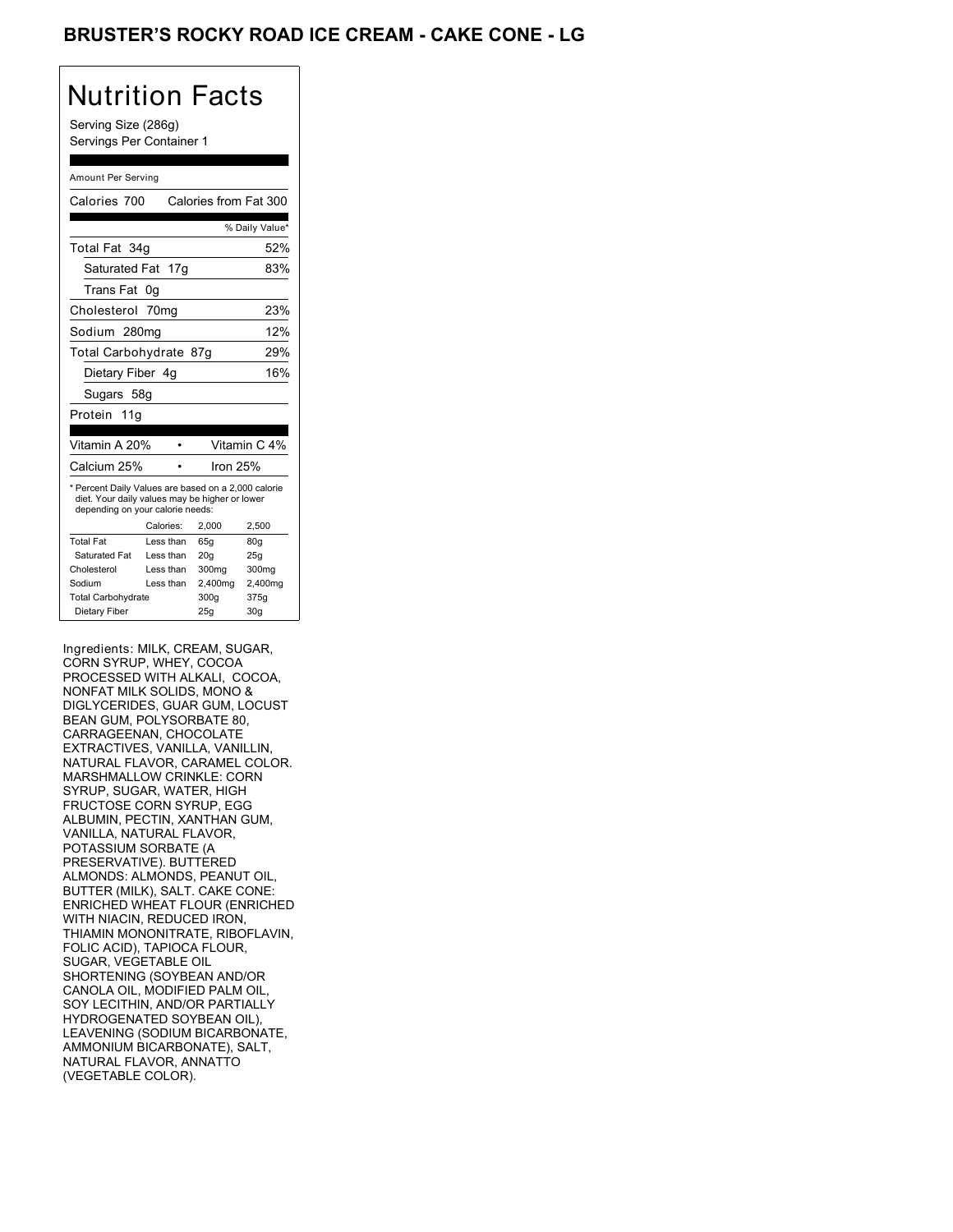# BRUSTER'S ROCKY ROAD ICE CREAM - CAKE CONE - LG

## Nutrition Facts

Serving Size (286g)
Servings Per Container 1

Amount Per Serving

| Calories 700 | Calories from Fat 300 |
|---|---|
| | % Daily Value* |
| Total Fat 34g | 52% |
| Saturated Fat 17g | 83% |
| Trans Fat 0g | |
| Cholesterol 70mg | 23% |
| Sodium 280mg | 12% |
| Total Carbohydrate 87g | 29% |
| Dietary Fiber 4g | 16% |
| Sugars 58g | |
| Protein 11g | |

| Vitamin A 20% | • | Vitamin C 4% |
|---|---|---|
| Calcium 25% | • | Iron 25% |

* Percent Daily Values are based on a 2,000 calorie diet. Your daily values may be higher or lower depending on your calorie needs:

| | Calories: | 2,000 | 2,500 |
|---|---|---|---|
| Total Fat | Less than | 65g | 80g |
| Saturated Fat | Less than | 20g | 25g |
| Cholesterol | Less than | 300mg | 300mg |
| Sodium | Less than | 2,400mg | 2,400mg |
| Total Carbohydrate | | 300g | 375g |
| Dietary Fiber | | 25g | 30g |

Ingredients: MILK, CREAM, SUGAR, CORN SYRUP, WHEY, COCOA PROCESSED WITH ALKALI, COCOA, NONFAT MILK SOLIDS, MONO & DIGLYCERIDES, GUAR GUM, LOCUST BEAN GUM, POLYSORBATE 80, CARRAGEENAN, CHOCOLATE EXTRACTIVES, VANILLA, VANILLIN, NATURAL FLAVOR, CARAMEL COLOR. MARSHMALLOW CRINKLE: CORN SYRUP, SUGAR, WATER, HIGH FRUCTOSE CORN SYRUP, EGG ALBUMIN, PECTIN, XANTHAN GUM, VANILLA, NATURAL FLAVOR, POTASSIUM SORBATE (A PRESERVATIVE). BUTTERED ALMONDS: ALMONDS, PEANUT OIL, BUTTER (MILK), SALT. CAKE CONE: ENRICHED WHEAT FLOUR (ENRICHED WITH NIACIN, REDUCED IRON, THIAMIN MONONITRATE, RIBOFLAVIN, FOLIC ACID), TAPIOCA FLOUR, SUGAR, VEGETABLE OIL SHORTENING (SOYBEAN AND/OR CANOLA OIL, MODIFIED PALM OIL, SOY LECITHIN, AND/OR PARTIALLY HYDROGENATED SOYBEAN OIL), LEAVENING (SODIUM BICARBONATE, AMMONIUM BICARBONATE), SALT, NATURAL FLAVOR, ANNATTO (VEGETABLE COLOR).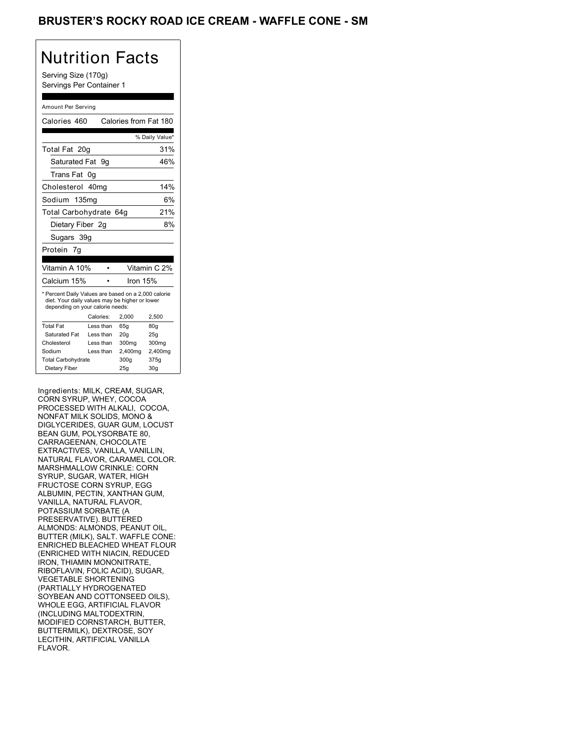# BRUSTER'S ROCKY ROAD ICE CREAM - WAFFLE CONE - SM

## Nutrition Facts

Serving Size (170g)
Servings Per Container 1

Amount Per Serving

Calories 460 Calories from Fat 180

| | % Daily Value* |
|---|---|
| Total Fat 20g | 31% |
| Saturated Fat 9g | 46% |
| Trans Fat 0g | |
| Cholesterol 40mg | 14% |
| Sodium 135mg | 6% |
| Total Carbohydrate 64g | 21% |
| Dietary Fiber 2g | 8% |
| Sugars 39g | |
| Protein 7g | |

| | |
|---|---|
| Vitamin A 10% | Vitamin C 2% |
| Calcium 15% | Iron 15% |

* Percent Daily Values are based on a 2,000 calorie diet. Your daily values may be higher or lower depending on your calorie needs:

| | Calories: | 2,000 | 2,500 |
|---|---|---|---|
| Total Fat | Less than | 65g | 80g |
| Saturated Fat | Less than | 20g | 25g |
| Cholesterol | Less than | 300mg | 300mg |
| Sodium | Less than | 2,400mg | 2,400mg |
| Total Carbohydrate | | 300g | 375g |
| Dietary Fiber | | 25g | 30g |

Ingredients: MILK, CREAM, SUGAR, CORN SYRUP, WHEY, COCOA PROCESSED WITH ALKALI, COCOA, NONFAT MILK SOLIDS, MONO & DIGLYCERIDES, GUAR GUM, LOCUST BEAN GUM, POLYSORBATE 80, CARRAGEENAN, CHOCOLATE EXTRACTIVES, VANILLA, VANILLIN, NATURAL FLAVOR, CARAMEL COLOR. MARSHMALLOW CRINKLE: CORN SYRUP, SUGAR, WATER, HIGH FRUCTOSE CORN SYRUP, EGG ALBUMIN, PECTIN, XANTHAN GUM, VANILLA, NATURAL FLAVOR, POTASSIUM SORBATE (A PRESERVATIVE). BUTTERED ALMONDS: ALMONDS, PEANUT OIL, BUTTER (MILK), SALT. WAFFLE CONE: ENRICHED BLEACHED WHEAT FLOUR (ENRICHED WITH NIACIN, REDUCED IRON, THIAMIN MONONITRATE, RIBOFLAVIN, FOLIC ACID), SUGAR, VEGETABLE SHORTENING (PARTIALLY HYDROGENATED SOYBEAN AND COTTONSEED OILS), WHOLE EGG, ARTIFICIAL FLAVOR (INCLUDING MALTODEXTRIN, MODIFIED CORNSTARCH, BUTTER, BUTTERMILK), DEXTROSE, SOY LECITHIN, ARTIFICIAL VANILLA FLAVOR.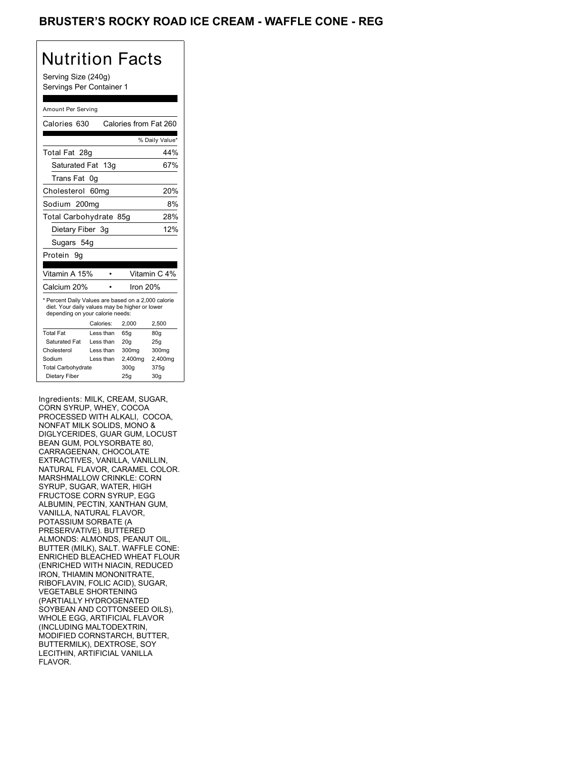# BRUSTER'S ROCKY ROAD ICE CREAM - WAFFLE CONE - REG

## Nutrition Facts

Serving Size (240g)
Servings Per Container 1

Amount Per Serving

| Calories 630 | Calories from Fat 260 |
|---|---|
| | % Daily Value* |
| Total Fat 28g | 44% |
| Saturated Fat 13g | 67% |
| Trans Fat 0g | |
| Cholesterol 60mg | 20% |
| Sodium 200mg | 8% |
| Total Carbohydrate 85g | 28% |
| Dietary Fiber 3g | 12% |
| Sugars 54g | |
| Protein 9g | |

| Vitamin A 15% | • | Vitamin C 4% |
|---|---|---|
| Calcium 20% | • | Iron 20% |

* Percent Daily Values are based on a 2,000 calorie diet. Your daily values may be higher or lower depending on your calorie needs:

| | Calories: | 2,000 | 2,500 |
|---|---|---|---|
| Total Fat | Less than | 65g | 80g |
| Saturated Fat | Less than | 20g | 25g |
| Cholesterol | Less than | 300mg | 300mg |
| Sodium | Less than | 2,400mg | 2,400mg |
| Total Carbohydrate | | 300g | 375g |
| Dietary Fiber | | 25g | 30g |

Ingredients: MILK, CREAM, SUGAR, CORN SYRUP, WHEY, COCOA PROCESSED WITH ALKALI, COCOA, NONFAT MILK SOLIDS, MONO & DIGLYCERIDES, GUAR GUM, LOCUST BEAN GUM, POLYSORBATE 80, CARRAGEENAN, CHOCOLATE EXTRACTIVES, VANILLA, VANILLIN, NATURAL FLAVOR, CARAMEL COLOR. MARSHMALLOW CRINKLE: CORN SYRUP, SUGAR, WATER, HIGH FRUCTOSE CORN SYRUP, EGG ALBUMIN, PECTIN, XANTHAN GUM, VANILLA, NATURAL FLAVOR, POTASSIUM SORBATE (A PRESERVATIVE). BUTTERED ALMONDS: ALMONDS, PEANUT OIL, BUTTER (MILK), SALT. WAFFLE CONE: ENRICHED BLEACHED WHEAT FLOUR (ENRICHED WITH NIACIN, REDUCED IRON, THIAMIN MONONITRATE, RIBOFLAVIN, FOLIC ACID), SUGAR, VEGETABLE SHORTENING (PARTIALLY HYDROGENATED SOYBEAN AND COTTONSEED OILS), WHOLE EGG, ARTIFICIAL FLAVOR (INCLUDING MALTODEXTRIN, MODIFIED CORNSTARCH, BUTTER, BUTTERMILK), DEXTROSE, SOY LECITHIN, ARTIFICIAL VANILLA FLAVOR.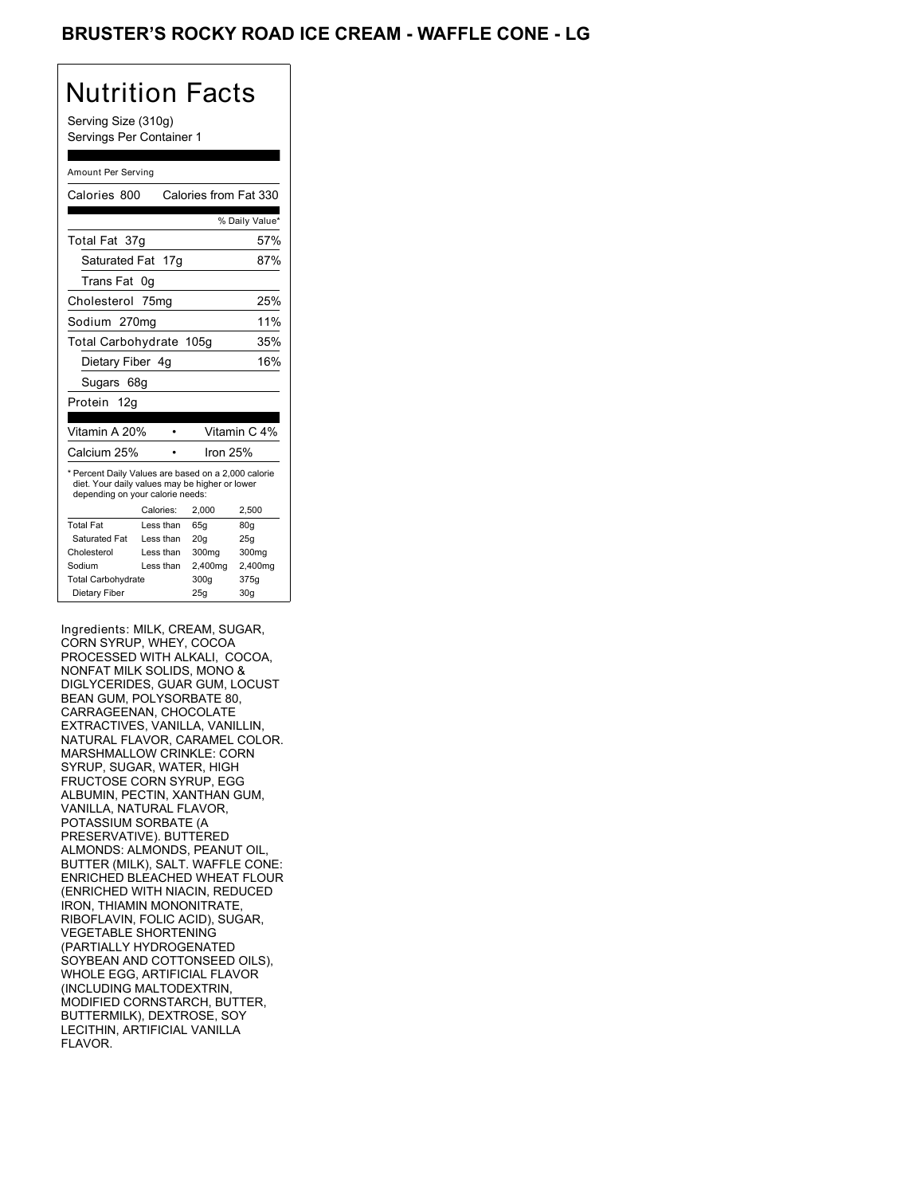# BRUSTER'S ROCKY ROAD ICE CREAM - WAFFLE CONE - LG

## Nutrition Facts

Serving Size (310g)
Servings Per Container 1

Amount Per Serving

| | |
|---|---|
| Calories 800 | Calories from Fat 330 |
| | % Daily Value* |
| Total Fat 37g | 57% |
| Saturated Fat 17g | 87% |
| Trans Fat 0g | |
| Cholesterol 75mg | 25% |
| Sodium 270mg | 11% |
| Total Carbohydrate 105g | 35% |
| Dietary Fiber 4g | 16% |
| Sugars 68g | |
| Protein 12g | |

| | |
|---|---|
| Vitamin A 20% | Vitamin C 4% |
| Calcium 25% | Iron 25% |

* Percent Daily Values are based on a 2,000 calorie diet. Your daily values may be higher or lower depending on your calorie needs:

| | Calories: | 2,000 | 2,500 |
|---|---|---|---|
| Total Fat | Less than | 65g | 80g |
| Saturated Fat | Less than | 20g | 25g |
| Cholesterol | Less than | 300mg | 300mg |
| Sodium | Less than | 2,400mg | 2,400mg |
| Total Carbohydrate | | 300g | 375g |
| Dietary Fiber | | 25g | 30g |

Ingredients: MILK, CREAM, SUGAR, CORN SYRUP, WHEY, COCOA PROCESSED WITH ALKALI, COCOA, NONFAT MILK SOLIDS, MONO & DIGLYCERIDES, GUAR GUM, LOCUST BEAN GUM, POLYSORBATE 80, CARRAGEENAN, CHOCOLATE EXTRACTIVES, VANILLA, VANILLIN, NATURAL FLAVOR, CARAMEL COLOR. MARSHMALLOW CRINKLE: CORN SYRUP, SUGAR, WATER, HIGH FRUCTOSE CORN SYRUP, EGG ALBUMIN, PECTIN, XANTHAN GUM, VANILLA, NATURAL FLAVOR, POTASSIUM SORBATE (A PRESERVATIVE). BUTTERED ALMONDS: ALMONDS, PEANUT OIL, BUTTER (MILK), SALT. WAFFLE CONE: ENRICHED BLEACHED WHEAT FLOUR (ENRICHED WITH NIACIN, REDUCED IRON, THIAMIN MONONITRATE, RIBOFLAVIN, FOLIC ACID), SUGAR, VEGETABLE SHORTENING (PARTIALLY HYDROGENATED SOYBEAN AND COTTONSEED OILS), WHOLE EGG, ARTIFICIAL FLAVOR (INCLUDING MALTODEXTRIN, MODIFIED CORNSTARCH, BUTTER, BUTTERMILK), DEXTROSE, SOY LECITHIN, ARTIFICIAL VANILLA FLAVOR.